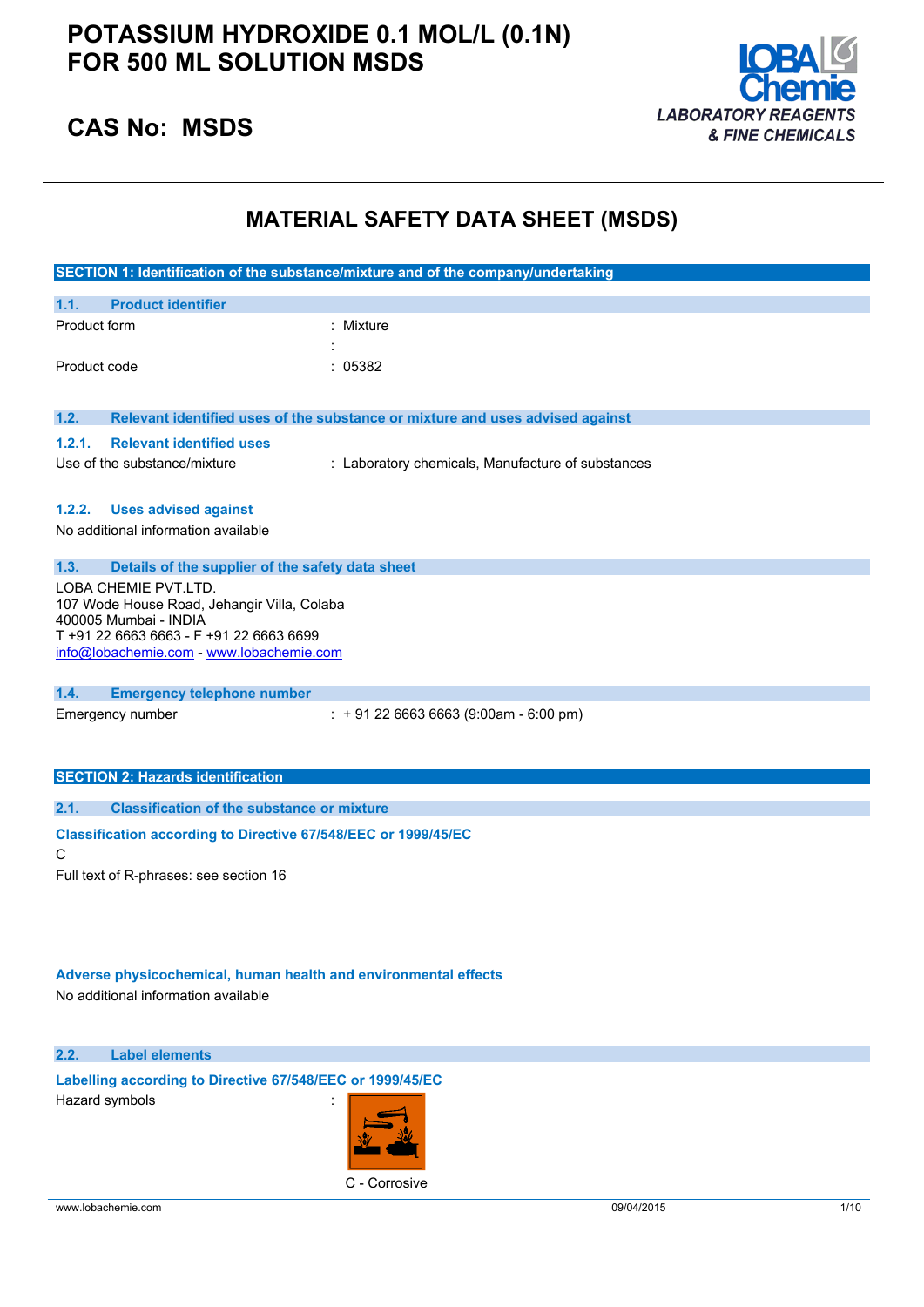# POTASSIUM HYDROXIDE 0.1 MOL/L (0.1N) FOR 500 ML SOLUTION MSDS

## CAS No: MSDS

LOBA Chemie
*LABORATORY REAGENTS & FINE CHEMICALS*

# MATERIAL SAFETY DATA SHEET (MSDS)

## SECTION 1: Identification of the substance/mixture and of the company/undertaking

### 1.1. Product identifier

Product form : Mixture

:

Product code : 05382

### 1.2. Relevant identified uses of the substance or mixture and uses advised against

#### 1.2.1. Relevant identified uses

Use of the substance/mixture : Laboratory chemicals, Manufacture of substances

#### 1.2.2. Uses advised against

No additional information available

### 1.3. Details of the supplier of the safety data sheet

LOBA CHEMIE PVT.LTD.
107 Wode House Road, Jehangir Villa, Colaba
400005 Mumbai - INDIA
T +91 22 6663 6663 - F +91 22 6663 6699
info@lobachemie.com - www.lobachemie.com

### 1.4. Emergency telephone number

Emergency number : + 91 22 6663 6663 (9:00am - 6:00 pm)

## SECTION 2: Hazards identification

### 2.1. Classification of the substance or mixture

**Classification according to Directive 67/548/EEC or 1999/45/EC**

C

Full text of R-phrases: see section 16

**Adverse physicochemical, human health and environmental effects**

No additional information available

### 2.2. Label elements

**Labelling according to Directive 67/548/EEC or 1999/45/EC**

Hazard symbols :

C - Corrosive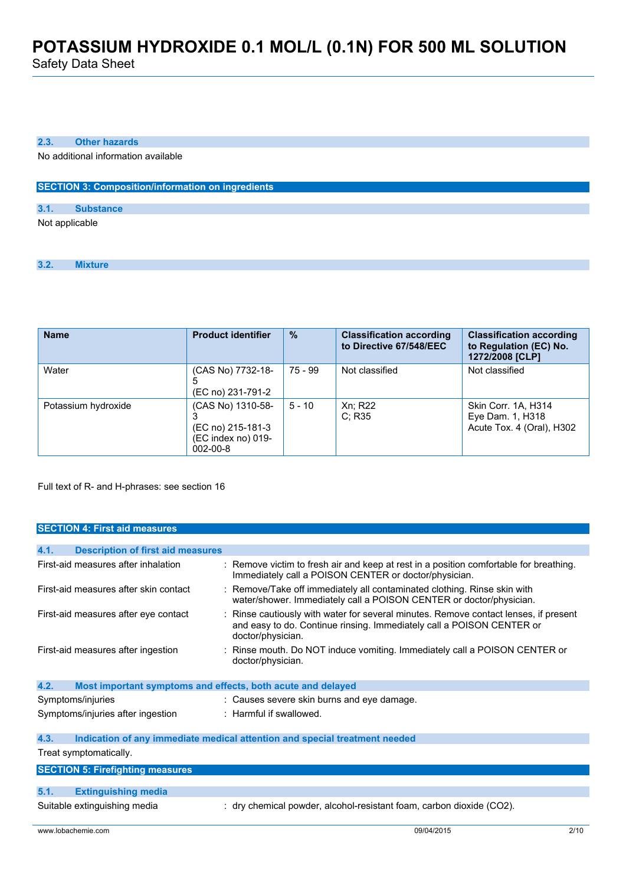### 2.3. Other hazards

No additional information available

## SECTION 3: Composition/information on ingredients

### 3.1. Substance

Not applicable

### 3.2. Mixture

| Name | Product identifier | % | Classification according to Directive 67/548/EEC | Classification according to Regulation (EC) No. 1272/2008 [CLP] |
|---|---|---|---|---|
| Water | (CAS No) 7732-18-5<br>(EC no) 231-791-2 | 75 - 99 | Not classified | Not classified |
| Potassium hydroxide | (CAS No) 1310-58-3<br>(EC no) 215-181-3<br>(EC index no) 019-002-00-8 | 5 - 10 | Xn; R22<br>C; R35 | Skin Corr. 1A, H314<br>Eye Dam. 1, H318<br>Acute Tox. 4 (Oral), H302 |

Full text of R- and H-phrases: see section 16

## SECTION 4: First aid measures

### 4.1. Description of first aid measures

First-aid measures after inhalation : Remove victim to fresh air and keep at rest in a position comfortable for breathing. Immediately call a POISON CENTER or doctor/physician.

First-aid measures after skin contact : Remove/Take off immediately all contaminated clothing. Rinse skin with water/shower. Immediately call a POISON CENTER or doctor/physician.

First-aid measures after eye contact : Rinse cautiously with water for several minutes. Remove contact lenses, if present and easy to do. Continue rinsing. Immediately call a POISON CENTER or doctor/physician.

First-aid measures after ingestion : Rinse mouth. Do NOT induce vomiting. Immediately call a POISON CENTER or doctor/physician.

### 4.2. Most important symptoms and effects, both acute and delayed

Symptoms/injuries : Causes severe skin burns and eye damage.

Symptoms/injuries after ingestion : Harmful if swallowed.

### 4.3. Indication of any immediate medical attention and special treatment needed

Treat symptomatically.

## SECTION 5: Firefighting measures

### 5.1. Extinguishing media

Suitable extinguishing media : dry chemical powder, alcohol-resistant foam, carbon dioxide ($CO_2$).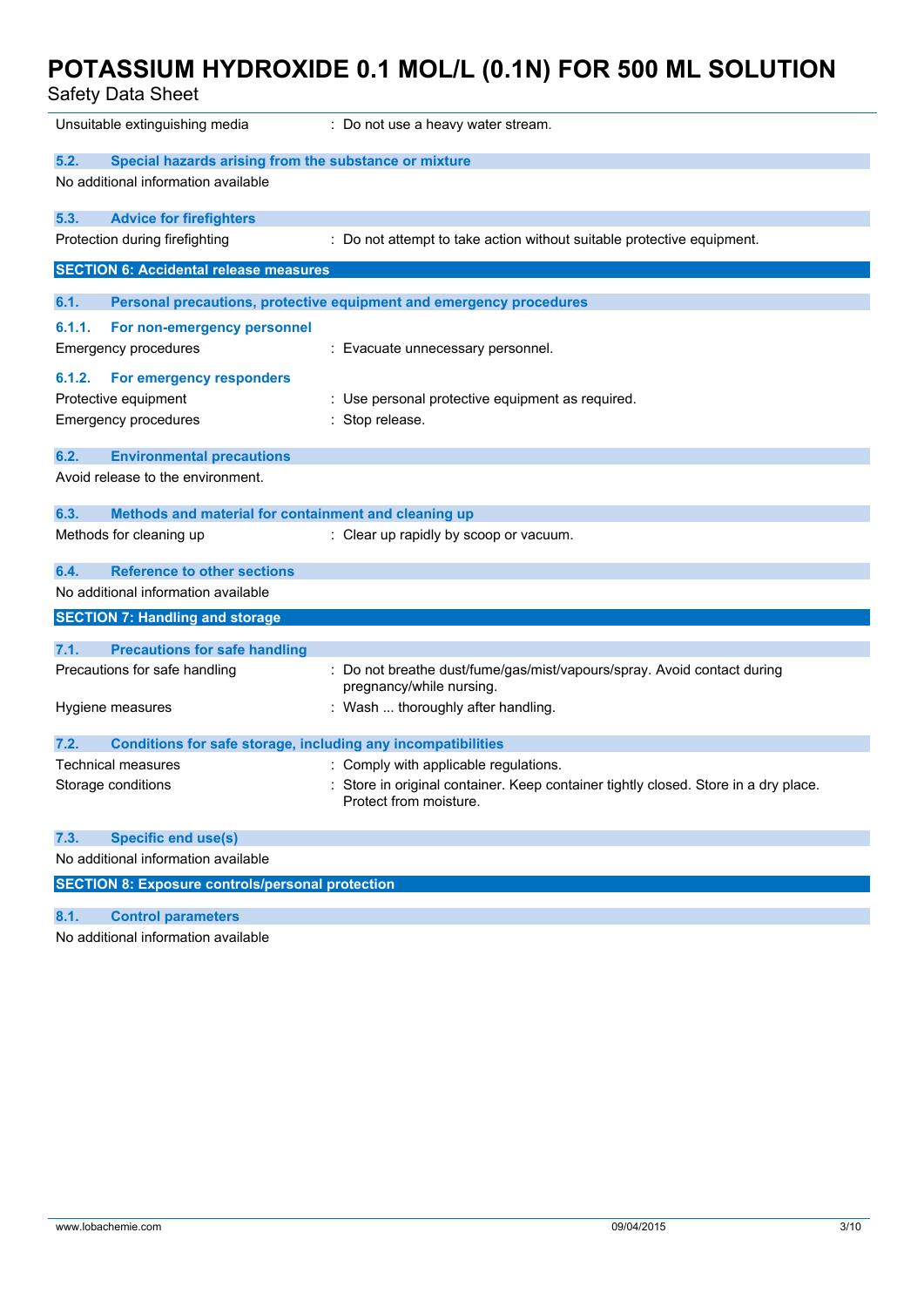Unsuitable extinguishing media : Do not use a heavy water stream.

### 5.2. Special hazards arising from the substance or mixture

No additional information available

### 5.3. Advice for firefighters

Protection during firefighting : Do not attempt to take action without suitable protective equipment.

## SECTION 6: Accidental release measures

### 6.1. Personal precautions, protective equipment and emergency procedures

#### 6.1.1. For non-emergency personnel

Emergency procedures : Evacuate unnecessary personnel.

#### 6.1.2. For emergency responders

Protective equipment : Use personal protective equipment as required.

Emergency procedures : Stop release.

### 6.2. Environmental precautions

Avoid release to the environment.

### 6.3. Methods and material for containment and cleaning up

Methods for cleaning up : Clear up rapidly by scoop or vacuum.

### 6.4. Reference to other sections

No additional information available

## SECTION 7: Handling and storage

### 7.1. Precautions for safe handling

Precautions for safe handling : Do not breathe dust/fume/gas/mist/vapours/spray. Avoid contact during pregnancy/while nursing.

Hygiene measures : Wash ... thoroughly after handling.

### 7.2. Conditions for safe storage, including any incompatibilities

Technical measures : Comply with applicable regulations.

Storage conditions : Store in original container. Keep container tightly closed. Store in a dry place. Protect from moisture.

### 7.3. Specific end use(s)

No additional information available

## SECTION 8: Exposure controls/personal protection

### 8.1. Control parameters

No additional information available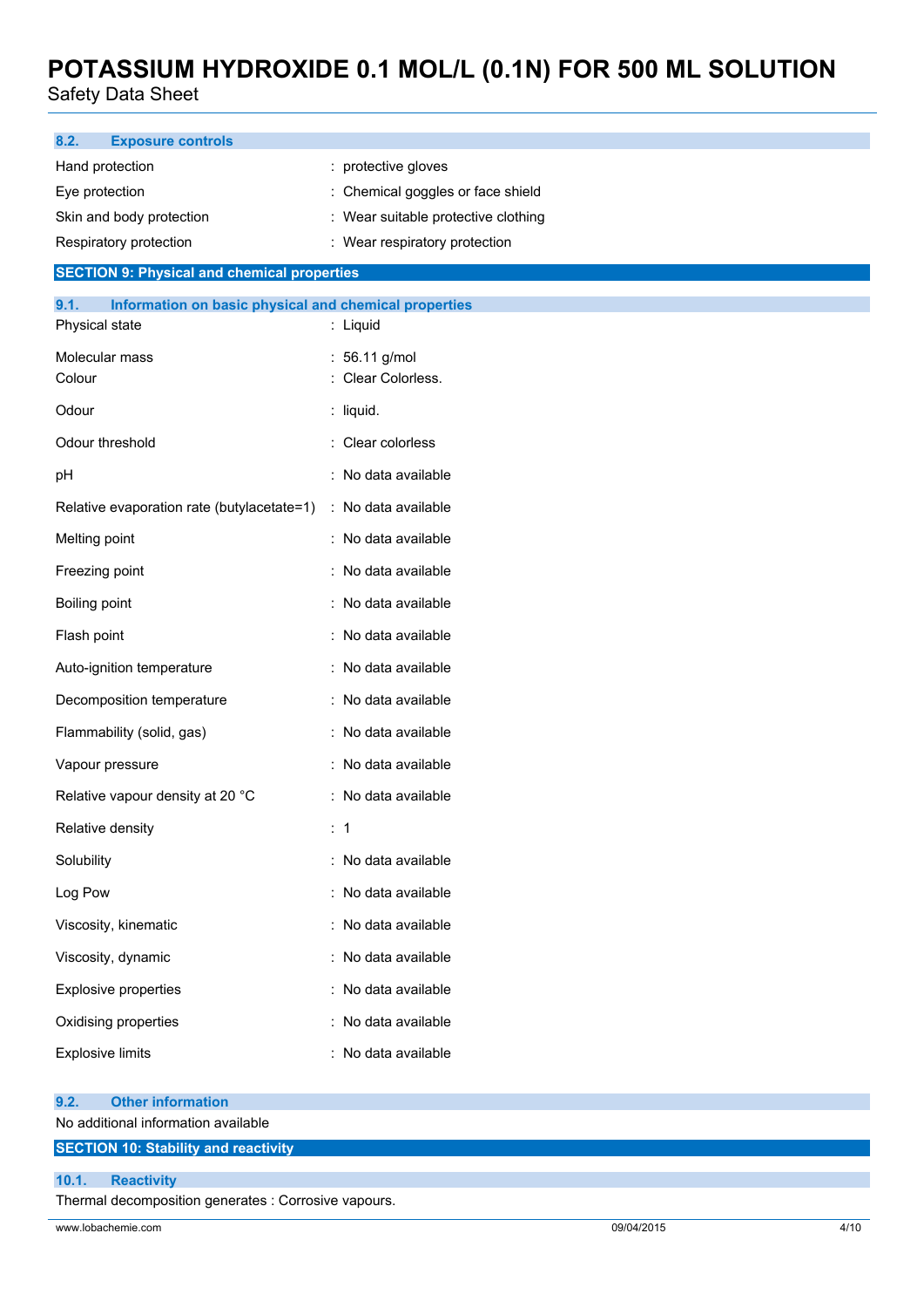### 8.2. Exposure controls

| | |
|---|---|
| Hand protection | : protective gloves |
| Eye protection | : Chemical goggles or face shield |
| Skin and body protection | : Wear suitable protective clothing |
| Respiratory protection | : Wear respiratory protection |

## SECTION 9: Physical and chemical properties

### 9.1. Information on basic physical and chemical properties

| | |
|---|---|
| Physical state | : Liquid |
| Molecular mass | : 56.11 g/mol |
| Colour | : Clear Colorless. |
| Odour | : liquid. |
| Odour threshold | : Clear colorless |
| pH | : No data available |
| Relative evaporation rate (butylacetate=1) | : No data available |
| Melting point | : No data available |
| Freezing point | : No data available |
| Boiling point | : No data available |
| Flash point | : No data available |
| Auto-ignition temperature | : No data available |
| Decomposition temperature | : No data available |
| Flammability (solid, gas) | : No data available |
| Vapour pressure | : No data available |
| Relative vapour density at 20 °C | : No data available |
| Relative density | : 1 |
| Solubility | : No data available |
| Log Pow | : No data available |
| Viscosity, kinematic | : No data available |
| Viscosity, dynamic | : No data available |
| Explosive properties | : No data available |
| Oxidising properties | : No data available |
| Explosive limits | : No data available |

### 9.2. Other information

No additional information available

## SECTION 10: Stability and reactivity

### 10.1. Reactivity

Thermal decomposition generates : Corrosive vapours.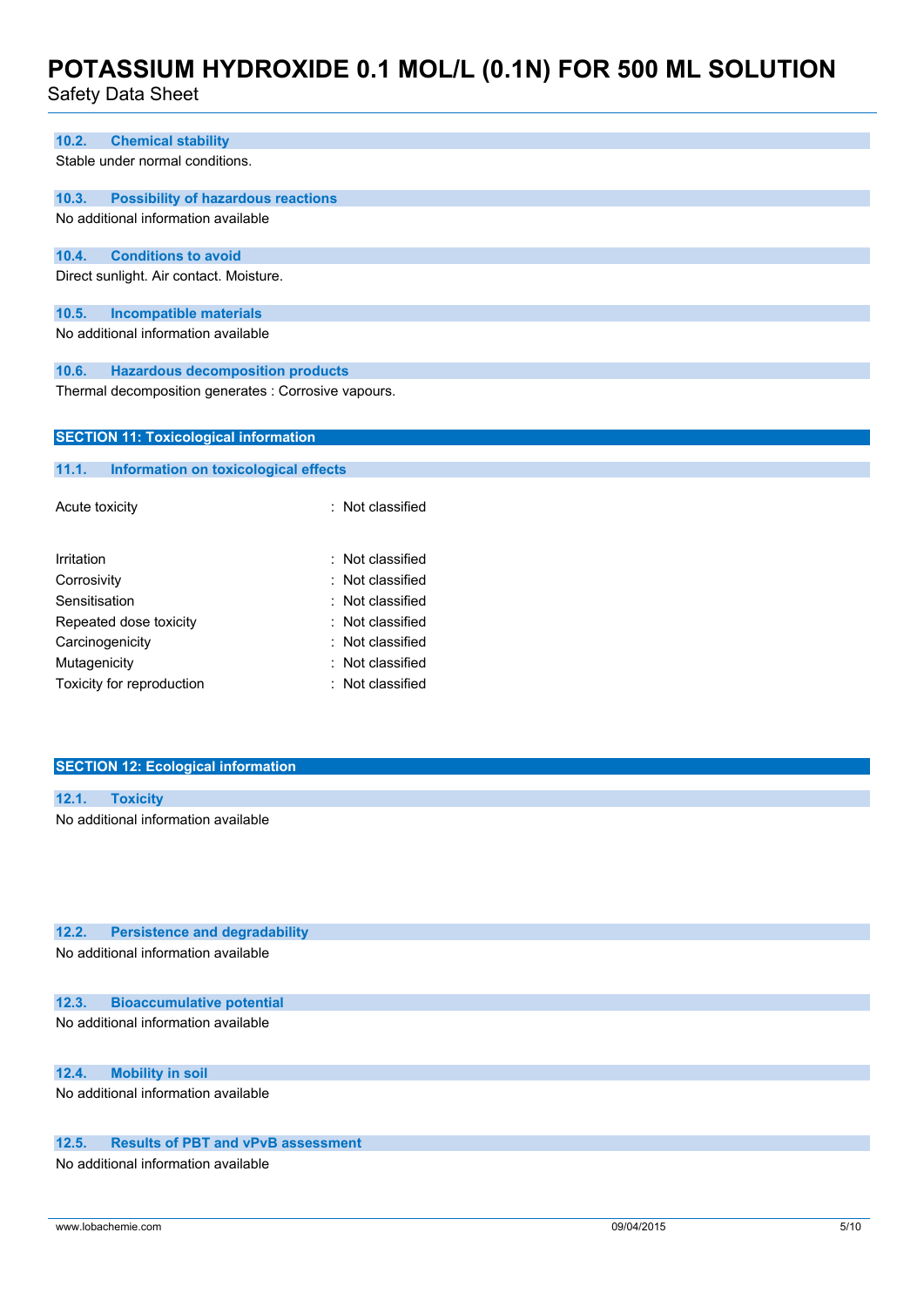### 10.2. Chemical stability

Stable under normal conditions.

### 10.3. Possibility of hazardous reactions

No additional information available

### 10.4. Conditions to avoid

Direct sunlight. Air contact. Moisture.

### 10.5. Incompatible materials

No additional information available

### 10.6. Hazardous decomposition products

Thermal decomposition generates : Corrosive vapours.

## SECTION 11: Toxicological information

### 11.1. Information on toxicological effects

Acute toxicity : Not classified

Irritation : Not classified

Corrosivity : Not classified

Sensitisation : Not classified

Repeated dose toxicity : Not classified

Carcinogenicity : Not classified

Mutagenicity : Not classified

Toxicity for reproduction : Not classified

## SECTION 12: Ecological information

### 12.1. Toxicity

No additional information available

### 12.2. Persistence and degradability

No additional information available

### 12.3. Bioaccumulative potential

No additional information available

### 12.4. Mobility in soil

No additional information available

### 12.5. Results of PBT and vPvB assessment

No additional information available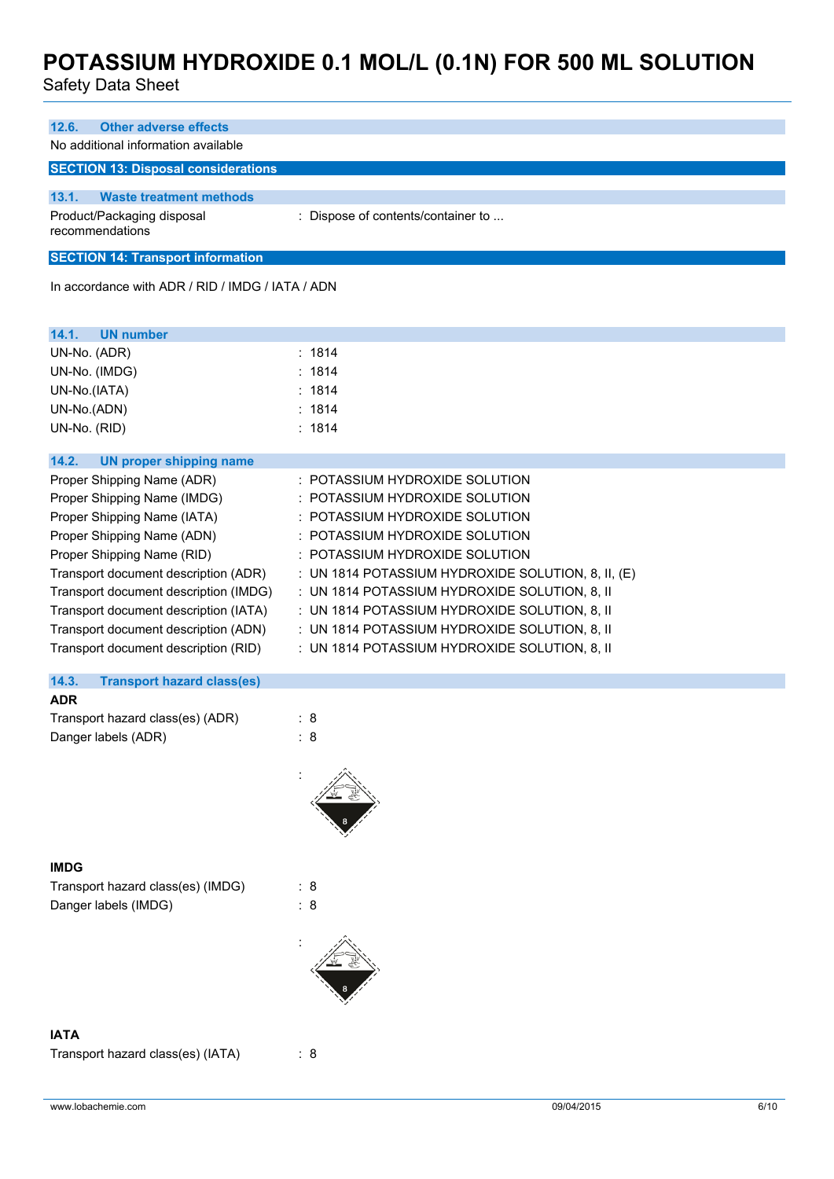### 12.6. Other adverse effects

No additional information available

## SECTION 13: Disposal considerations

### 13.1. Waste treatment methods

| | |
|---|---|
| Product/Packaging disposal recommendations | : Dispose of contents/container to ... |

## SECTION 14: Transport information

In accordance with ADR / RID / IMDG / IATA / ADN

### 14.1. UN number

| | |
|---|---|
| UN-No. (ADR) | : 1814 |
| UN-No. (IMDG) | : 1814 |
| UN-No.(IATA) | : 1814 |
| UN-No.(ADN) | : 1814 |
| UN-No. (RID) | : 1814 |

### 14.2. UN proper shipping name

| | |
|---|---|
| Proper Shipping Name (ADR) | : POTASSIUM HYDROXIDE SOLUTION |
| Proper Shipping Name (IMDG) | : POTASSIUM HYDROXIDE SOLUTION |
| Proper Shipping Name (IATA) | : POTASSIUM HYDROXIDE SOLUTION |
| Proper Shipping Name (ADN) | : POTASSIUM HYDROXIDE SOLUTION |
| Proper Shipping Name (RID) | : POTASSIUM HYDROXIDE SOLUTION |
| Transport document description (ADR) | : UN 1814 POTASSIUM HYDROXIDE SOLUTION, 8, II, (E) |
| Transport document description (IMDG) | : UN 1814 POTASSIUM HYDROXIDE SOLUTION, 8, II |
| Transport document description (IATA) | : UN 1814 POTASSIUM HYDROXIDE SOLUTION, 8, II |
| Transport document description (ADN) | : UN 1814 POTASSIUM HYDROXIDE SOLUTION, 8, II |
| Transport document description (RID) | : UN 1814 POTASSIUM HYDROXIDE SOLUTION, 8, II |

### 14.3. Transport hazard class(es)

**ADR**

| | |
|---|---|
| Transport hazard class(es) (ADR) | : 8 |
| Danger labels (ADR) | : 8 |

**IMDG**

| | |
|---|---|
| Transport hazard class(es) (IMDG) | : 8 |
| Danger labels (IMDG) | : 8 |

**IATA**

| | |
|---|---|
| Transport hazard class(es) (IATA) | : 8 |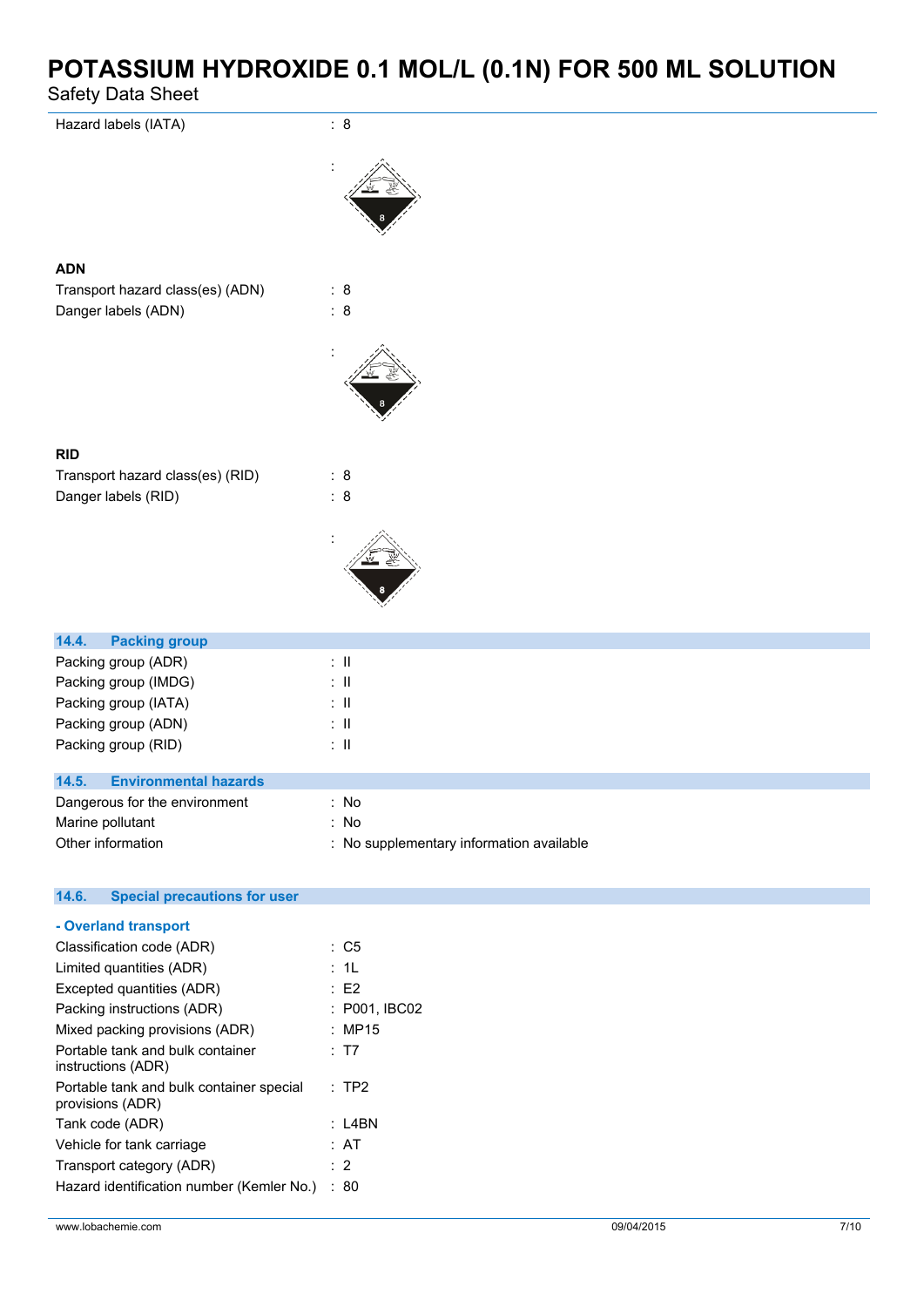Hazard labels (IATA) : 8

### ADN

| | |
|---|---|
| Transport hazard class(es) (ADN) | : 8 |
| Danger labels (ADN) | : 8 |

### RID

| | |
|---|---|
| Transport hazard class(es) (RID) | : 8 |
| Danger labels (RID) | : 8 |

## 14.4. Packing group

| | |
|---|---|
| Packing group (ADR) | : II |
| Packing group (IMDG) | : II |
| Packing group (IATA) | : II |
| Packing group (ADN) | : II |
| Packing group (RID) | : II |

## 14.5. Environmental hazards

| | |
|---|---|
| Dangerous for the environment | : No |
| Marine pollutant | : No |
| Other information | : No supplementary information available |

## 14.6. Special precautions for user

**- Overland transport**

| | |
|---|---|
| Classification code (ADR) | : C5 |
| Limited quantities (ADR) | : 1L |
| Excepted quantities (ADR) | : E2 |
| Packing instructions (ADR) | : P001, IBC02 |
| Mixed packing provisions (ADR) | : MP15 |
| Portable tank and bulk container instructions (ADR) | : T7 |
| Portable tank and bulk container special provisions (ADR) | : TP2 |
| Tank code (ADR) | : L4BN |
| Vehicle for tank carriage | : AT |
| Transport category (ADR) | : 2 |
| Hazard identification number (Kemler No.) | : 80 |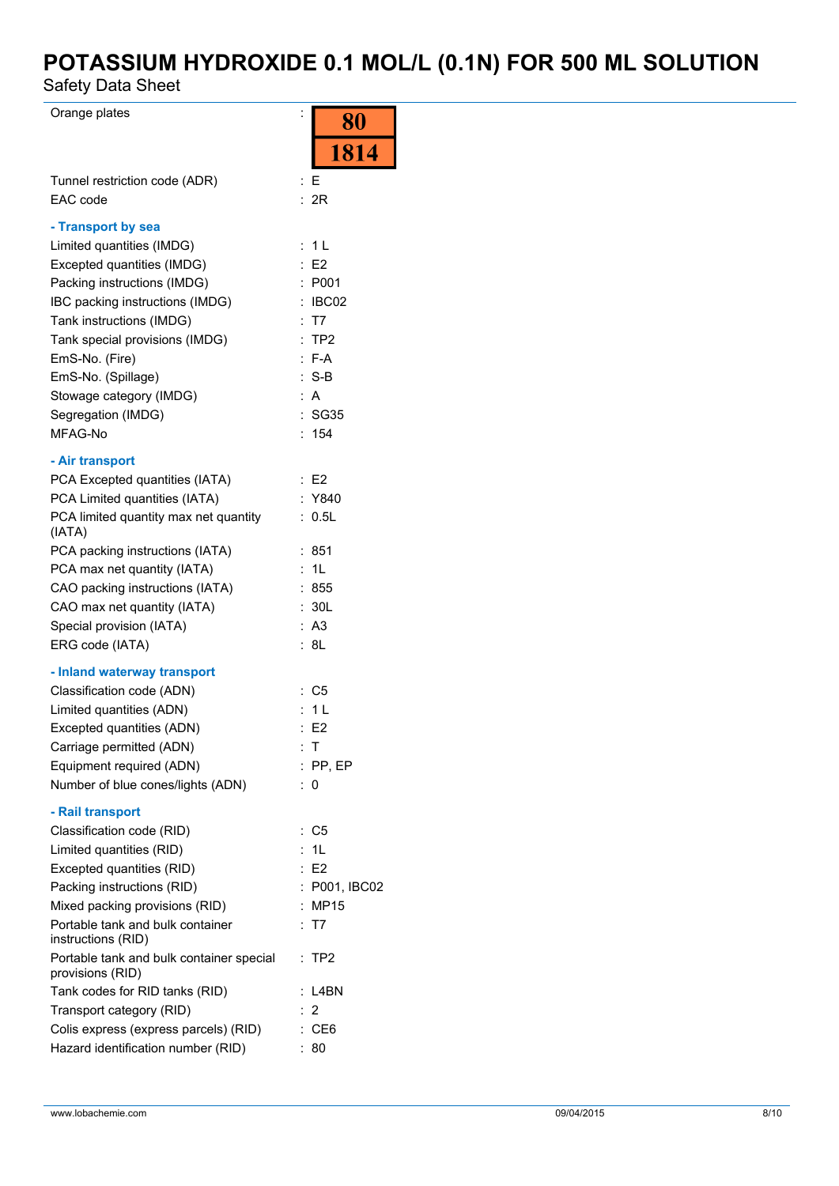Orange plates : 80 / 1814

Tunnel restriction code (ADR) : E

EAC code : 2R

### - Transport by sea

Limited quantities (IMDG) : 1 L

Excepted quantities (IMDG) : E2

Packing instructions (IMDG) : P001

IBC packing instructions (IMDG) : IBC02

Tank instructions (IMDG) : T7

Tank special provisions (IMDG) : TP2

EmS-No. (Fire) : F-A

EmS-No. (Spillage) : S-B

Stowage category (IMDG) : A

Segregation (IMDG) : SG35

MFAG-No : 154

### - Air transport

PCA Excepted quantities (IATA) : E2

PCA Limited quantities (IATA) : Y840

PCA limited quantity max net quantity (IATA) : 0.5L

PCA packing instructions (IATA) : 851

PCA max net quantity (IATA) : 1L

CAO packing instructions (IATA) : 855

CAO max net quantity (IATA) : 30L

Special provision (IATA) : A3

ERG code (IATA) : 8L

### - Inland waterway transport

Classification code (ADN) : C5

Limited quantities (ADN) : 1 L

Excepted quantities (ADN) : E2

Carriage permitted (ADN) : T

Equipment required (ADN) : PP, EP

Number of blue cones/lights (ADN) : 0

### - Rail transport

Classification code (RID) : C5

Limited quantities (RID) : 1L

Excepted quantities (RID) : E2

Packing instructions (RID) : P001, IBC02

Mixed packing provisions (RID) : MP15

Portable tank and bulk container instructions (RID) : T7

Portable tank and bulk container special provisions (RID) : TP2

Tank codes for RID tanks (RID) : L4BN

Transport category (RID) : 2

Colis express (express parcels) (RID) : CE6

Hazard identification number (RID) : 80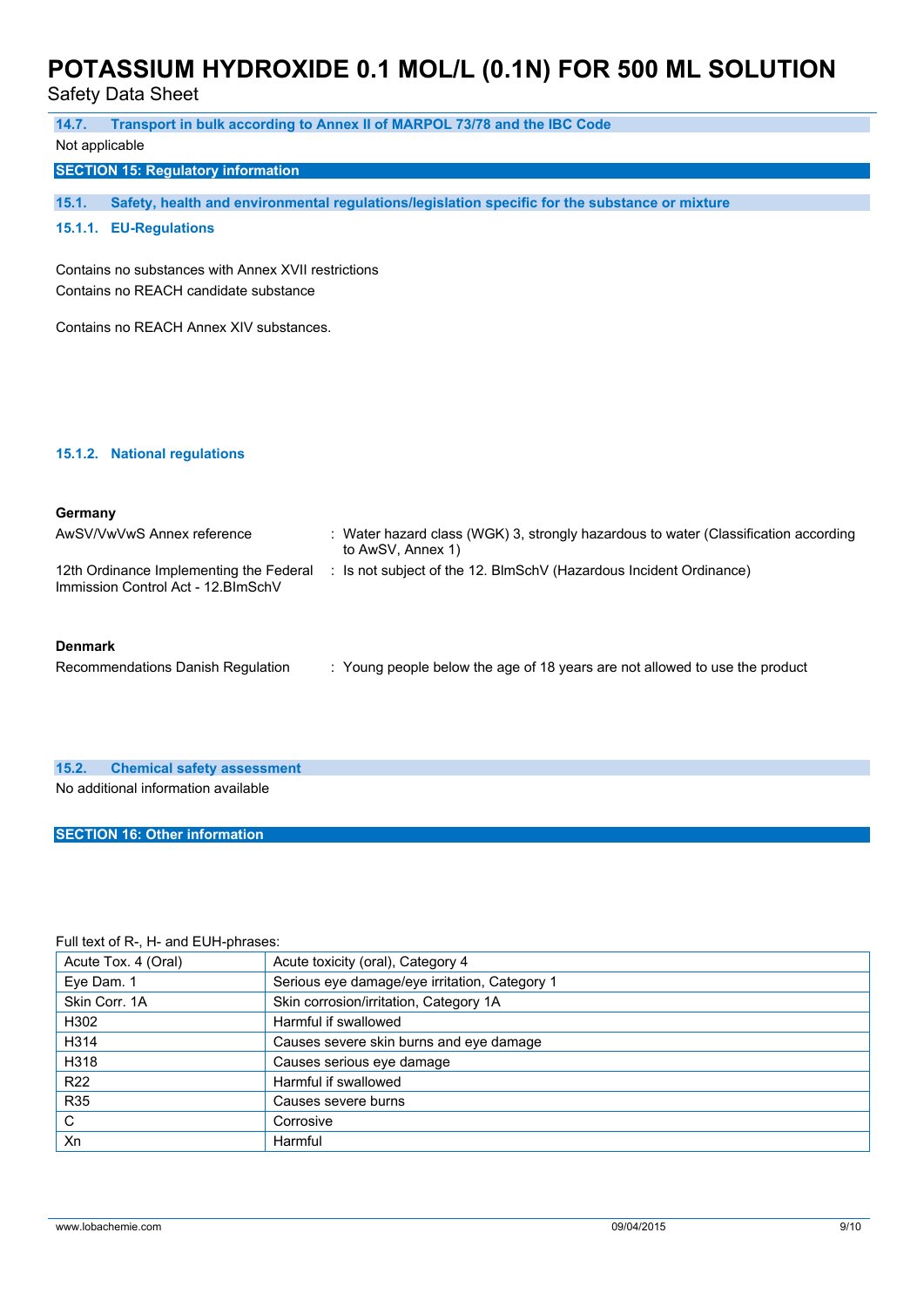### 14.7. Transport in bulk according to Annex II of MARPOL 73/78 and the IBC Code

Not applicable

## SECTION 15: Regulatory information

### 15.1. Safety, health and environmental regulations/legislation specific for the substance or mixture

#### 15.1.1. EU-Regulations

Contains no substances with Annex XVII restrictions
Contains no REACH candidate substance

Contains no REACH Annex XIV substances.

#### 15.1.2. National regulations

**Germany**

| | |
|---|---|
| AwSV/VwVwS Annex reference | : Water hazard class (WGK) 3, strongly hazardous to water (Classification according to AwSV, Annex 1) |
| 12th Ordinance Implementing the Federal Immission Control Act - 12.BImSchV | : Is not subject of the 12. BlmSchV (Hazardous Incident Ordinance) |

**Denmark**

| | |
|---|---|
| Recommendations Danish Regulation | : Young people below the age of 18 years are not allowed to use the product |

### 15.2. Chemical safety assessment

No additional information available

## SECTION 16: Other information

Full text of R-, H- and EUH-phrases:

| | |
|---|---|
| Acute Tox. 4 (Oral) | Acute toxicity (oral), Category 4 |
| Eye Dam. 1 | Serious eye damage/eye irritation, Category 1 |
| Skin Corr. 1A | Skin corrosion/irritation, Category 1A |
| H302 | Harmful if swallowed |
| H314 | Causes severe skin burns and eye damage |
| H318 | Causes serious eye damage |
| R22 | Harmful if swallowed |
| R35 | Causes severe burns |
| C | Corrosive |
| Xn | Harmful |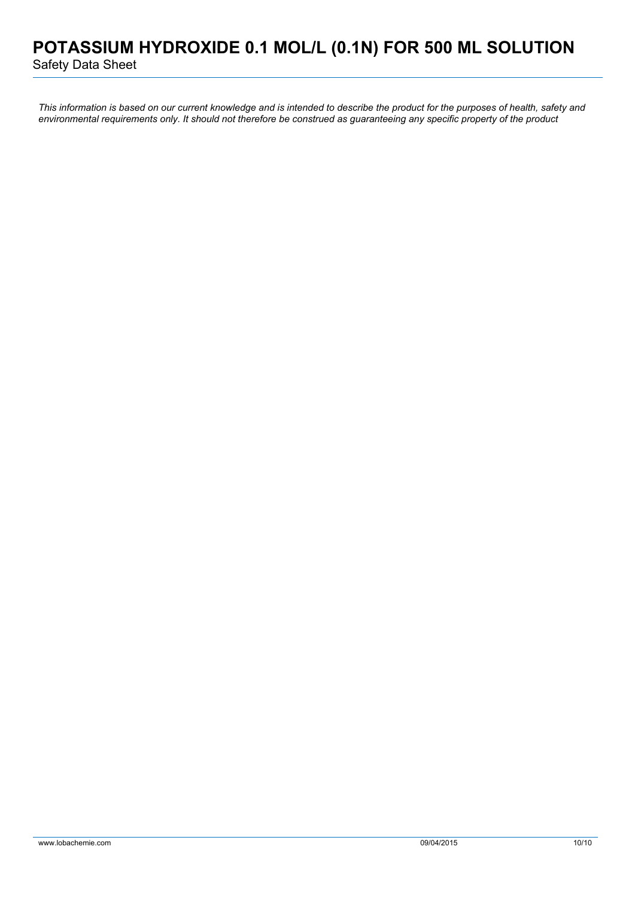*This information is based on our current knowledge and is intended to describe the product for the purposes of health, safety and environmental requirements only. It should not therefore be construed as guaranteeing any specific property of the product*